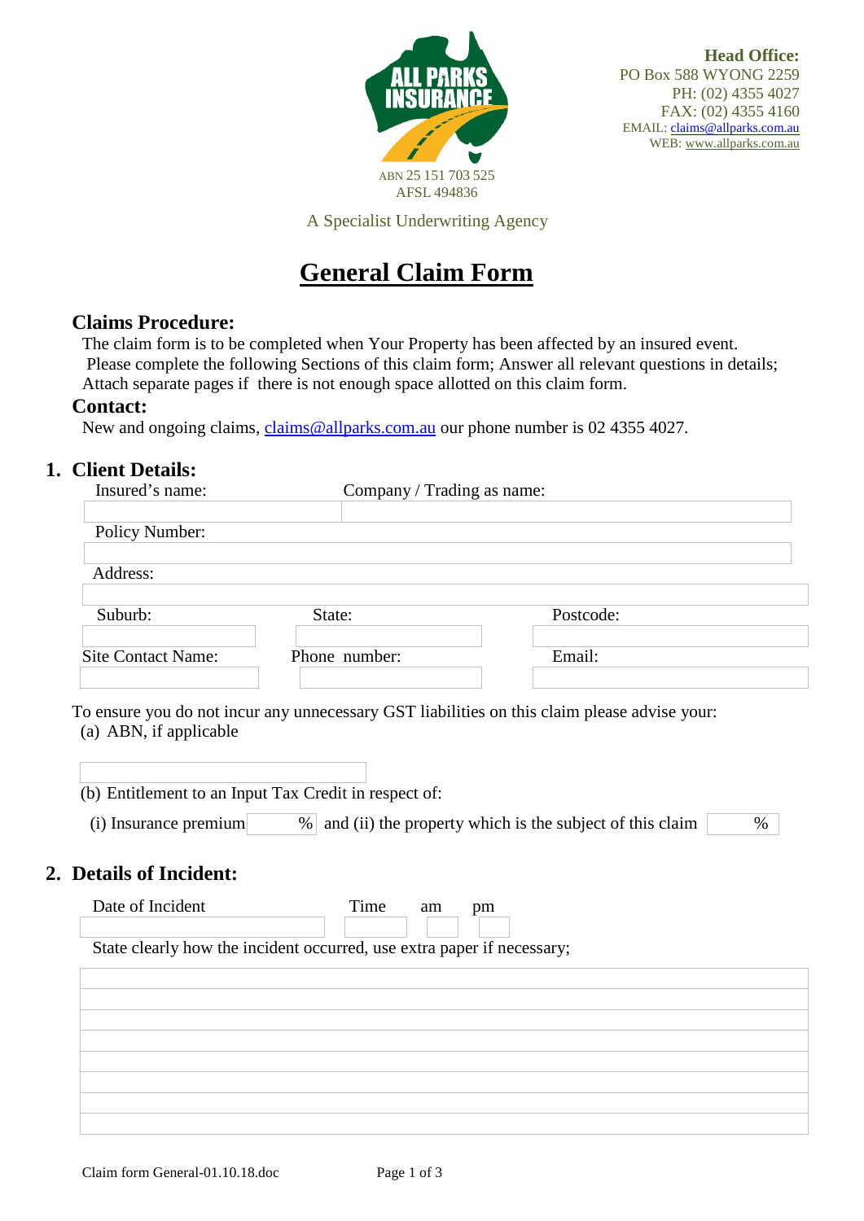ALL PARKS INSURANCE

ABN 25 151 703 525
AFSL 494836

A Specialist Underwriting Agency

**Head Office:**
PO Box 588 WYONG 2259
PH: (02) 4355 4027
FAX: (02) 4355 4160
EMAIL: claims@allparks.com.au
WEB: www.allparks.com.au

# General Claim Form

## Claims Procedure:

The claim form is to be completed when Your Property has been affected by an insured event. Please complete the following Sections of this claim form; Answer all relevant questions in details; Attach separate pages if there is not enough space allotted on this claim form.

## Contact:

New and ongoing claims, claims@allparks.com.au our phone number is 02 4355 4027.

## 1. Client Details:

| Insured's name: | Company / Trading as name: |
|---|---|
| | |

Policy Number:

Address:

| Suburb: | State: | Postcode: |
|---|---|---|
| | | |

| Site Contact Name: | Phone number: | Email: |
|---|---|---|
| | | |

To ensure you do not incur any unnecessary GST liabilities on this claim please advise your:

(a) ABN, if applicable

(b) Entitlement to an Input Tax Credit in respect of:

(i) Insurance premium ___ % and (ii) the property which is the subject of this claim ___ %

## 2. Details of Incident:

| Date of Incident | Time | am | pm |
|---|---|---|---|
| | | | |

State clearly how the incident occurred, use extra paper if necessary;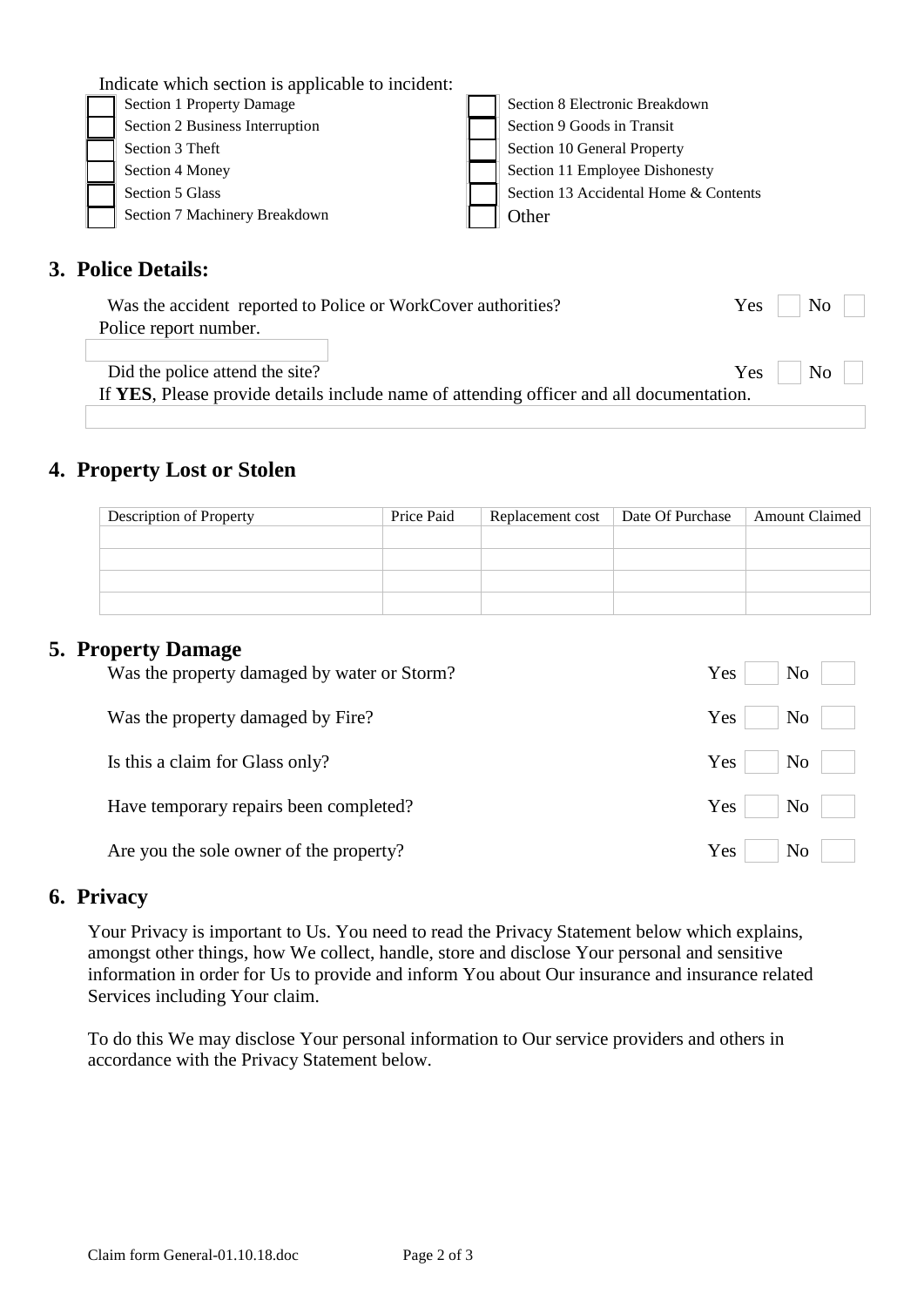Indicate which section is applicable to incident:

- ☐ Section 1 Property Damage
- ☐ Section 2 Business Interruption
- ☐ Section 3 Theft
- ☐ Section 4 Money
- ☐ Section 5 Glass
- ☐ Section 7 Machinery Breakdown
- ☐ Section 8 Electronic Breakdown
- ☐ Section 9 Goods in Transit
- ☐ Section 10 General Property
- ☐ Section 11 Employee Dishonesty
- ☐ Section 13 Accidental Home & Contents
- ☐ Other

## 3. Police Details:

Was the accident reported to Police or WorkCover authorities? Yes ☐ No ☐

Police report number.

Did the police attend the site? Yes ☐ No ☐

If **YES**, Please provide details include name of attending officer and all documentation.

## 4. Property Lost or Stolen

| Description of Property | Price Paid | Replacement cost | Date Of Purchase | Amount Claimed |
|---|---|---|---|---|
| | | | | |
| | | | | |
| | | | | |
| | | | | |

## 5. Property Damage

Was the property damaged by water or Storm? Yes ☐ No ☐

Was the property damaged by Fire? Yes ☐ No ☐

Is this a claim for Glass only? Yes ☐ No ☐

Have temporary repairs been completed? Yes ☐ No ☐

Are you the sole owner of the property? Yes ☐ No ☐

## 6. Privacy

Your Privacy is important to Us. You need to read the Privacy Statement below which explains, amongst other things, how We collect, handle, store and disclose Your personal and sensitive information in order for Us to provide and inform You about Our insurance and insurance related Services including Your claim.

To do this We may disclose Your personal information to Our service providers and others in accordance with the Privacy Statement below.

Claim form General-01.10.18.doc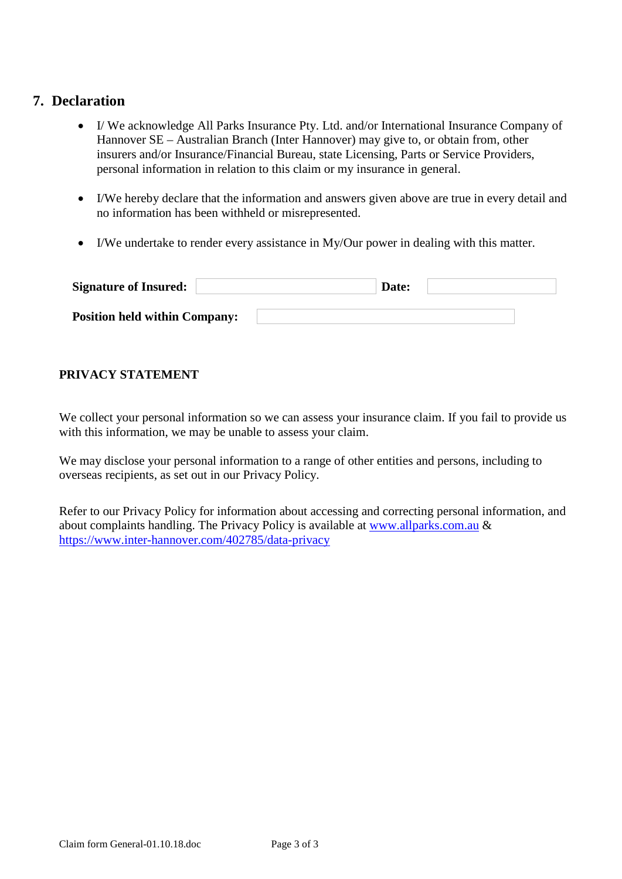## 7. Declaration

- I/ We acknowledge All Parks Insurance Pty. Ltd. and/or International Insurance Company of Hannover SE – Australian Branch (Inter Hannover) may give to, or obtain from, other insurers and/or Insurance/Financial Bureau, state Licensing, Parts or Service Providers, personal information in relation to this claim or my insurance in general.

- I/We hereby declare that the information and answers given above are true in every detail and no information has been withheld or misrepresented.

- I/We undertake to render every assistance in My/Our power in dealing with this matter.

**Signature of Insured:** ______________________ **Date:** ______________

**Position held within Company:** ______________________

**PRIVACY STATEMENT**

We collect your personal information so we can assess your insurance claim. If you fail to provide us with this information, we may be unable to assess your claim.

We may disclose your personal information to a range of other entities and persons, including to overseas recipients, as set out in our Privacy Policy.

Refer to our Privacy Policy for information about accessing and correcting personal information, and about complaints handling. The Privacy Policy is available at www.allparks.com.au & https://www.inter-hannover.com/402785/data-privacy

Claim form General-01.10.18.doc